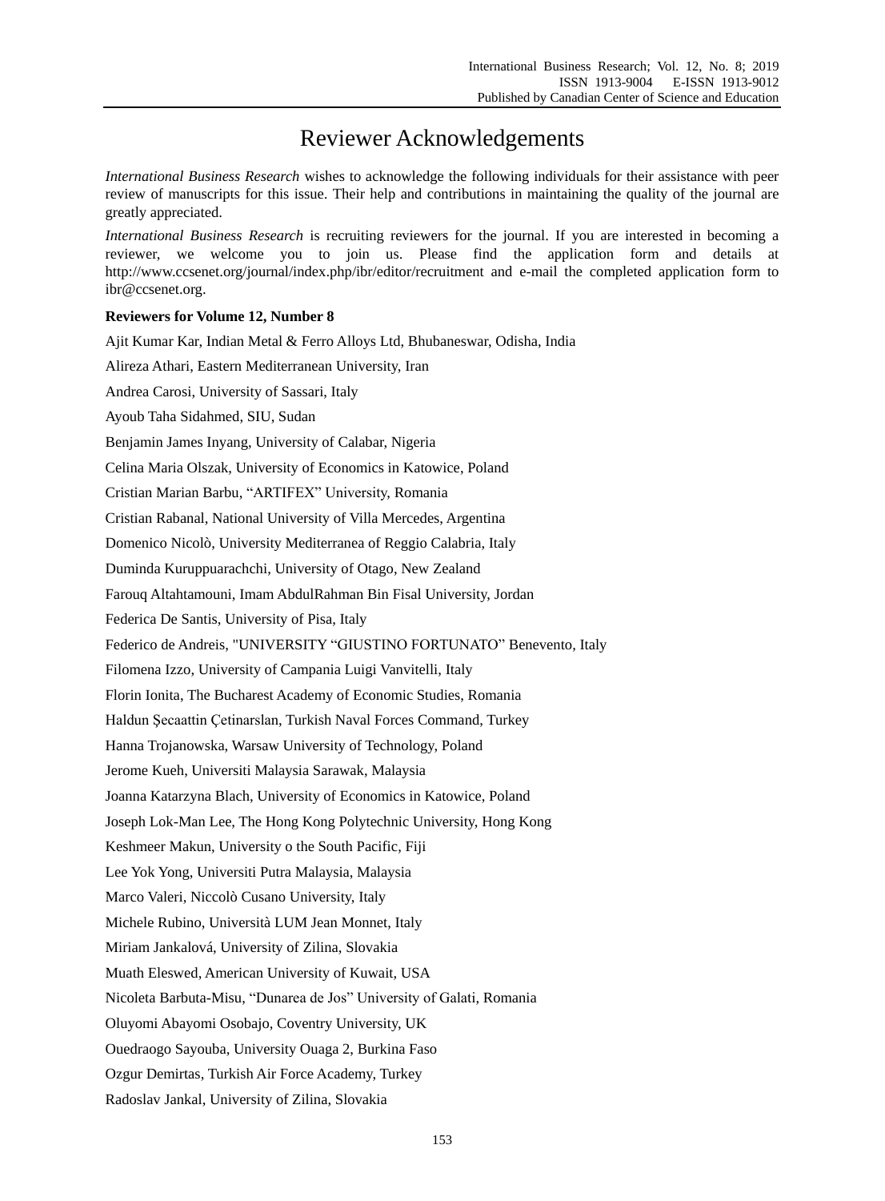# Reviewer Acknowledgements

*International Business Research* wishes to acknowledge the following individuals for their assistance with peer review of manuscripts for this issue. Their help and contributions in maintaining the quality of the journal are greatly appreciated.

*International Business Research* is recruiting reviewers for the journal. If you are interested in becoming a reviewer, we welcome you to join us. Please find the application form and details at http://www.ccsenet.org/journal/index.php/ibr/editor/recruitment and e-mail the completed application form to ibr@ccsenet.org.

**Reviewers for Volume 12, Number 8**

Ajit Kumar Kar, Indian Metal & Ferro Alloys Ltd, Bhubaneswar, Odisha, India

Alireza Athari, Eastern Mediterranean University, Iran

Andrea Carosi, University of Sassari, Italy

Ayoub Taha Sidahmed, SIU, Sudan

Benjamin James Inyang, University of Calabar, Nigeria

Celina Maria Olszak, University of Economics in Katowice, Poland

Cristian Marian Barbu, “ARTIFEX” University, Romania

Cristian Rabanal, National University of Villa Mercedes, Argentina

Domenico Nicolò, University Mediterranea of Reggio Calabria, Italy

Duminda Kuruppuarachchi, University of Otago, New Zealand

Farouq Altahtamouni, Imam AbdulRahman Bin Fisal University, Jordan

Federica De Santis, University of Pisa, Italy

Federico de Andreis, "UNIVERSITY “GIUSTINO FORTUNATO” Benevento, Italy

Filomena Izzo, University of Campania Luigi Vanvitelli, Italy

Florin Ionita, The Bucharest Academy of Economic Studies, Romania

Haldun Şecaattin Çetinarslan, Turkish Naval Forces Command, Turkey

Hanna Trojanowska, Warsaw University of Technology, Poland

Jerome Kueh, Universiti Malaysia Sarawak, Malaysia

Joanna Katarzyna Blach, University of Economics in Katowice, Poland

Joseph Lok-Man Lee, The Hong Kong Polytechnic University, Hong Kong

Keshmeer Makun, University o the South Pacific, Fiji

Lee Yok Yong, Universiti Putra Malaysia, Malaysia

Marco Valeri, Niccolò Cusano University, Italy

Michele Rubino, Università LUM Jean Monnet, Italy

Miriam Jankalová, University of Zilina, Slovakia

Muath Eleswed, American University of Kuwait, USA

Nicoleta Barbuta-Misu, “Dunarea de Jos” University of Galati, Romania

Oluyomi Abayomi Osobajo, Coventry University, UK

Ouedraogo Sayouba, University Ouaga 2, Burkina Faso

Ozgur Demirtas, Turkish Air Force Academy, Turkey

Radoslav Jankal, University of Zilina, Slovakia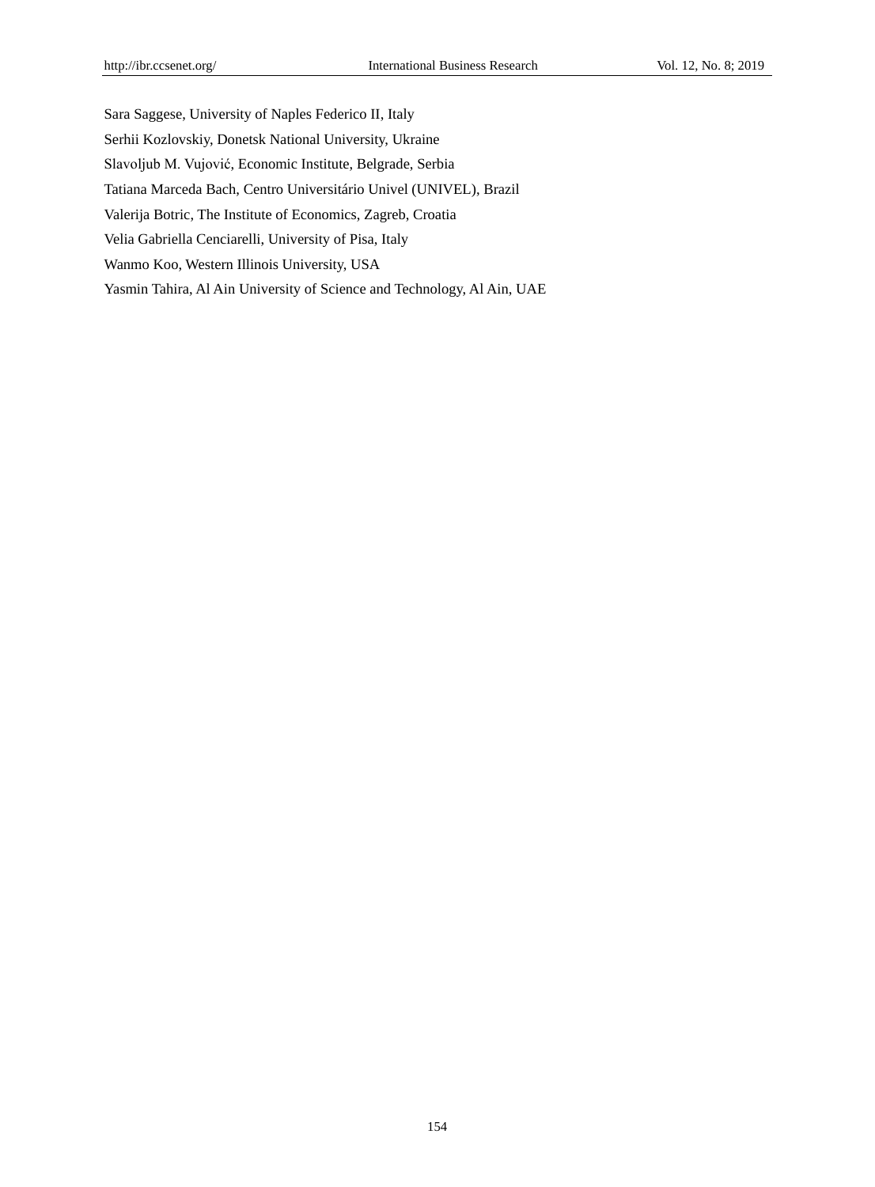Sara Saggese, University of Naples Federico II, Italy

Serhii Kozlovskiy, Donetsk National University, Ukraine

Slavoljub M. Vujović, Economic Institute, Belgrade, Serbia

Tatiana Marceda Bach, Centro Universitário Univel (UNIVEL), Brazil

Valerija Botric, The Institute of Economics, Zagreb, Croatia

Velia Gabriella Cenciarelli, University of Pisa, Italy

Wanmo Koo, Western Illinois University, USA

Yasmin Tahira, Al Ain University of Science and Technology, Al Ain, UAE